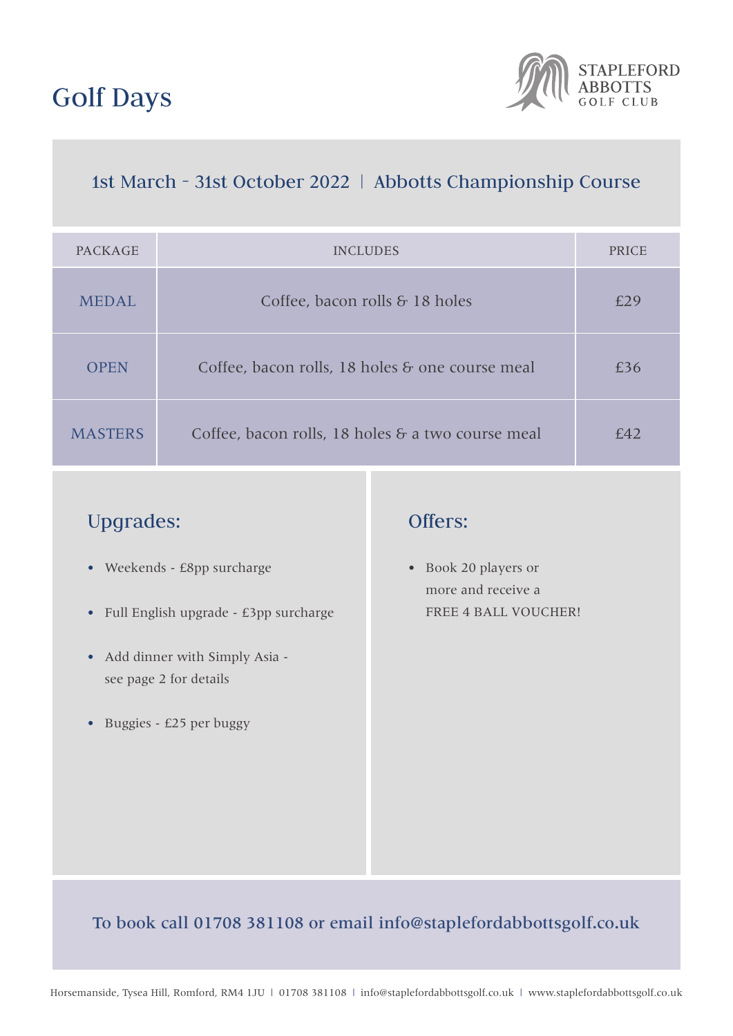# Golf Days

STAPLEFORD ABBOTTS GOLF CLUB

## 1st March - 31st October 2022 | Abbotts Championship Course

| PACKAGE | INCLUDES | PRICE |
|---|---|---|
| MEDAL | Coffee, bacon rolls & 18 holes | £29 |
| OPEN | Coffee, bacon rolls, 18 holes & one course meal | £36 |
| MASTERS | Coffee, bacon rolls, 18 holes & a two course meal | £42 |

### Upgrades:

- Weekends - £8pp surcharge
- Full English upgrade - £3pp surcharge
- Add dinner with Simply Asia - see page 2 for details
- Buggies - £25 per buggy

### Offers:

- Book 20 players or more and receive a FREE 4 BALL VOUCHER!

**To book call 01708 381108 or email info@staplefordabbottsgolf.co.uk**

Horsemanside, Tysea Hill, Romford, RM4 1JU | 01708 381108 | info@staplefordabbottsgolf.co.uk | www.staplefordabbottsgolf.co.uk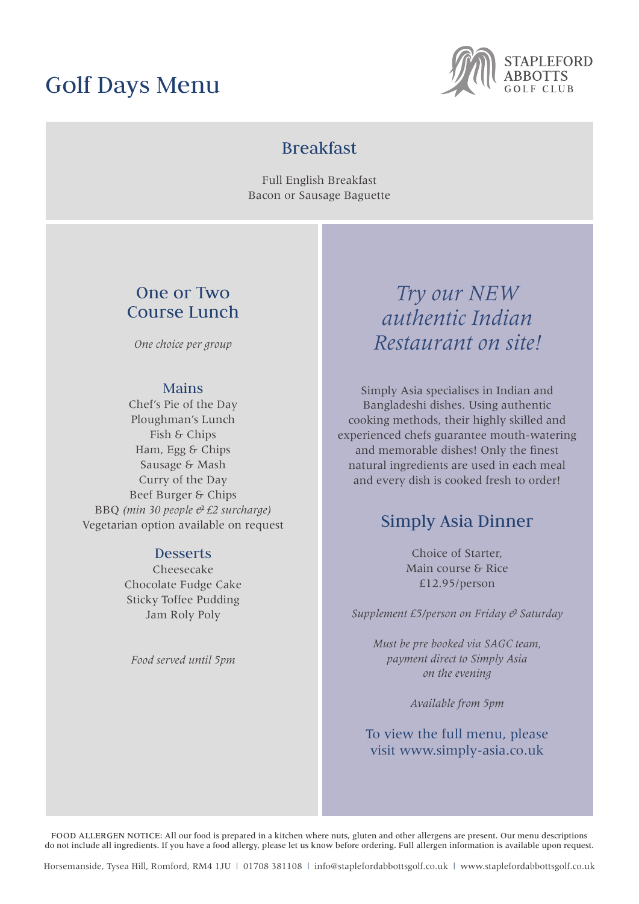# Golf Days Menu

STAPLEFORD ABBOTTS GOLF CLUB

## Breakfast

Full English Breakfast
Bacon or Sausage Baguette

## One or Two Course Lunch

*One choice per group*

### Mains

Chef's Pie of the Day
Ploughman's Lunch
Fish & Chips
Ham, Egg & Chips
Sausage & Mash
Curry of the Day
Beef Burger & Chips
BBQ *(min 30 people & £2 surcharge)*
Vegetarian option available on request

### Desserts

Cheesecake
Chocolate Fudge Cake
Sticky Toffee Pudding
Jam Roly Poly

*Food served until 5pm*

## *Try our NEW authentic Indian Restaurant on site!*

Simply Asia specialises in Indian and Bangladeshi dishes. Using authentic cooking methods, their highly skilled and experienced chefs guarantee mouth-watering and memorable dishes! Only the finest natural ingredients are used in each meal and every dish is cooked fresh to order!

### Simply Asia Dinner

Choice of Starter,
Main course & Rice
£12.95/person

*Supplement £5/person on Friday & Saturday*

*Must be pre booked via SAGC team, payment direct to Simply Asia on the evening*

*Available from 5pm*

To view the full menu, please visit www.simply-asia.co.uk

FOOD ALLERGEN NOTICE: All our food is prepared in a kitchen where nuts, gluten and other allergens are present. Our menu descriptions do not include all ingredients. If you have a food allergy, please let us know before ordering. Full allergen information is available upon request.

Horsemanside, Tysea Hill, Romford, RM4 1JU | 01708 381108 | info@staplefordabbottsgolf.co.uk | www.staplefordabbottsgolf.co.uk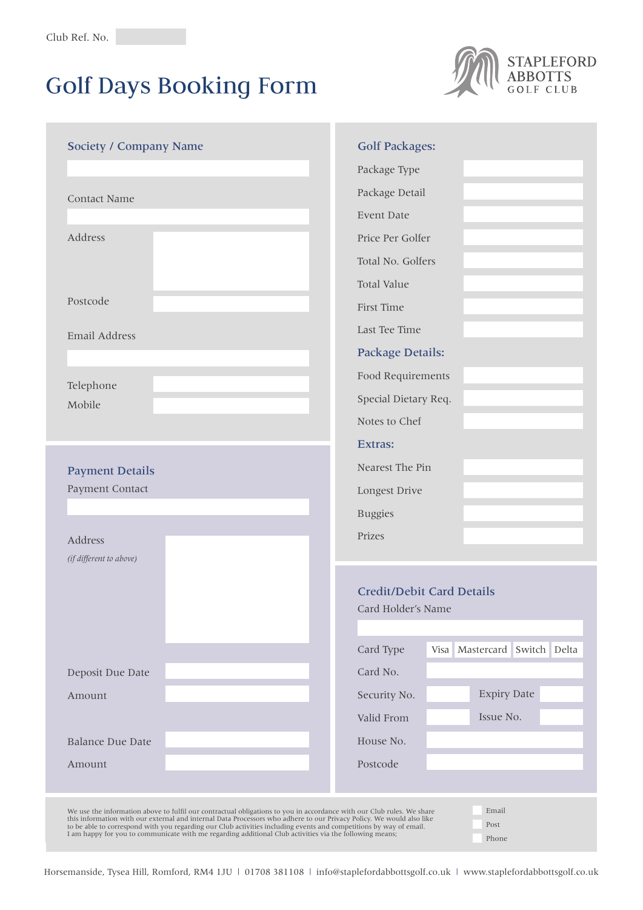Club Ref. No.

# Golf Days Booking Form

STAPLEFORD ABBOTTS GOLF CLUB

## Society / Company Name

Contact Name

Address

Postcode

Email Address

Telephone

Mobile

## Payment Details

Payment Contact

Address
*(if different to above)*

Deposit Due Date

Amount

Balance Due Date

Amount

## Golf Packages:

Package Type

Package Detail

Event Date

Price Per Golfer

Total No. Golfers

Total Value

First Time

Last Tee Time

## Package Details:

Food Requirements

Special Dietary Req.

Notes to Chef

## Extras:

Nearest The Pin

Longest Drive

Buggies

Prizes

## Credit/Debit Card Details

Card Holder's Name

Card Type: Visa | Mastercard | Switch | Delta

Card No.

Security No. | Expiry Date

Valid From | Issue No.

House No.

Postcode

We use the information above to fulfil our contractual obligations to you in accordance with our Club rules. We share this information with our external and internal Data Processors who adhere to our Privacy Policy. We would also like to be able to correspond with you regarding our Club activities including events and competitions by way of email. I am happy for you to communicate with me regarding additional Club activities via the following means;

- Email
- Post
- Phone

Horsemanside, Tysea Hill, Romford, RM4 1JU | 01708 381108 | info@staplefordabbottsgolf.co.uk | www.staplefordabbottsgolf.co.uk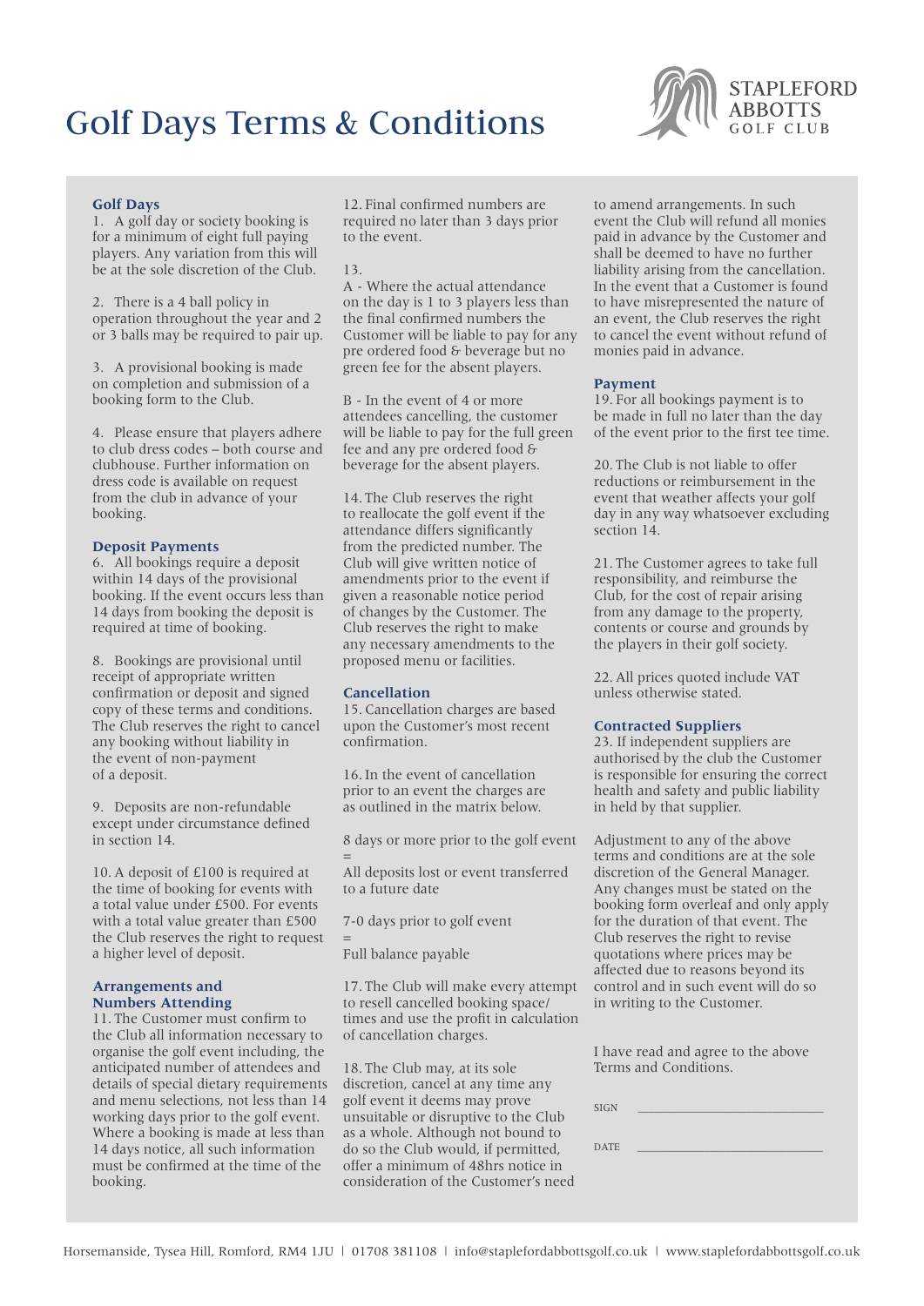# Golf Days Terms & Conditions

STAPLEFORD ABBOTTS GOLF CLUB

## Golf Days

1. A golf day or society booking is for a minimum of eight full paying players. Any variation from this will be at the sole discretion of the Club.

2. There is a 4 ball policy in operation throughout the year and 2 or 3 balls may be required to pair up.

3. A provisional booking is made on completion and submission of a booking form to the Club.

4. Please ensure that players adhere to club dress codes – both course and clubhouse. Further information on dress code is available on request from the club in advance of your booking.

## Deposit Payments

6. All bookings require a deposit within 14 days of the provisional booking. If the event occurs less than 14 days from booking the deposit is required at time of booking.

8. Bookings are provisional until receipt of appropriate written confirmation or deposit and signed copy of these terms and conditions. The Club reserves the right to cancel any booking without liability in the event of non-payment of a deposit.

9. Deposits are non-refundable except under circumstance defined in section 14.

10. A deposit of £100 is required at the time of booking for events with a total value under £500. For events with a total value greater than £500 the Club reserves the right to request a higher level of deposit.

## Arrangements and Numbers Attending

11. The Customer must confirm to the Club all information necessary to organise the golf event including, the anticipated number of attendees and details of special dietary requirements and menu selections, not less than 14 working days prior to the golf event. Where a booking is made at less than 14 days notice, all such information must be confirmed at the time of the booking.

12. Final confirmed numbers are required no later than 3 days prior to the event.

13.

A - Where the actual attendance on the day is 1 to 3 players less than the final confirmed numbers the Customer will be liable to pay for any pre ordered food & beverage but no green fee for the absent players.

B - In the event of 4 or more attendees cancelling, the customer will be liable to pay for the full green fee and any pre ordered food & beverage for the absent players.

14. The Club reserves the right to reallocate the golf event if the attendance differs significantly from the predicted number. The Club will give written notice of amendments prior to the event if given a reasonable notice period of changes by the Customer. The Club reserves the right to make any necessary amendments to the proposed menu or facilities.

## Cancellation

15. Cancellation charges are based upon the Customer's most recent confirmation.

16. In the event of cancellation prior to an event the charges are as outlined in the matrix below.

8 days or more prior to the golf event
=
All deposits lost or event transferred to a future date

7-0 days prior to golf event
=
Full balance payable

17. The Club will make every attempt to resell cancelled booking space/ times and use the profit in calculation of cancellation charges.

18. The Club may, at its sole discretion, cancel at any time any golf event it deems may prove unsuitable or disruptive to the Club as a whole. Although not bound to do so the Club would, if permitted, offer a minimum of 48hrs notice in consideration of the Customer's need to amend arrangements. In such event the Club will refund all monies paid in advance by the Customer and shall be deemed to have no further liability arising from the cancellation. In the event that a Customer is found to have misrepresented the nature of an event, the Club reserves the right to cancel the event without refund of monies paid in advance.

## Payment

19. For all bookings payment is to be made in full no later than the day of the event prior to the first tee time.

20. The Club is not liable to offer reductions or reimbursement in the event that weather affects your golf day in any way whatsoever excluding section 14.

21. The Customer agrees to take full responsibility, and reimburse the Club, for the cost of repair arising from any damage to the property, contents or course and grounds by the players in their golf society.

22. All prices quoted include VAT unless otherwise stated.

## Contracted Suppliers

23. If independent suppliers are authorised by the club the Customer is responsible for ensuring the correct health and safety and public liability in held by that supplier.

Adjustment to any of the above terms and conditions are at the sole discretion of the General Manager. Any changes must be stated on the booking form overleaf and only apply for the duration of that event. The Club reserves the right to revise quotations where prices may be affected due to reasons beyond its control and in such event will do so in writing to the Customer.

I have read and agree to the above Terms and Conditions.

SIGN ____________________________

DATE ____________________________

Horsemanside, Tysea Hill, Romford, RM4 1JU | 01708 381108 | info@staplefordabbottsgolf.co.uk | www.staplefordabbottsgolf.co.uk